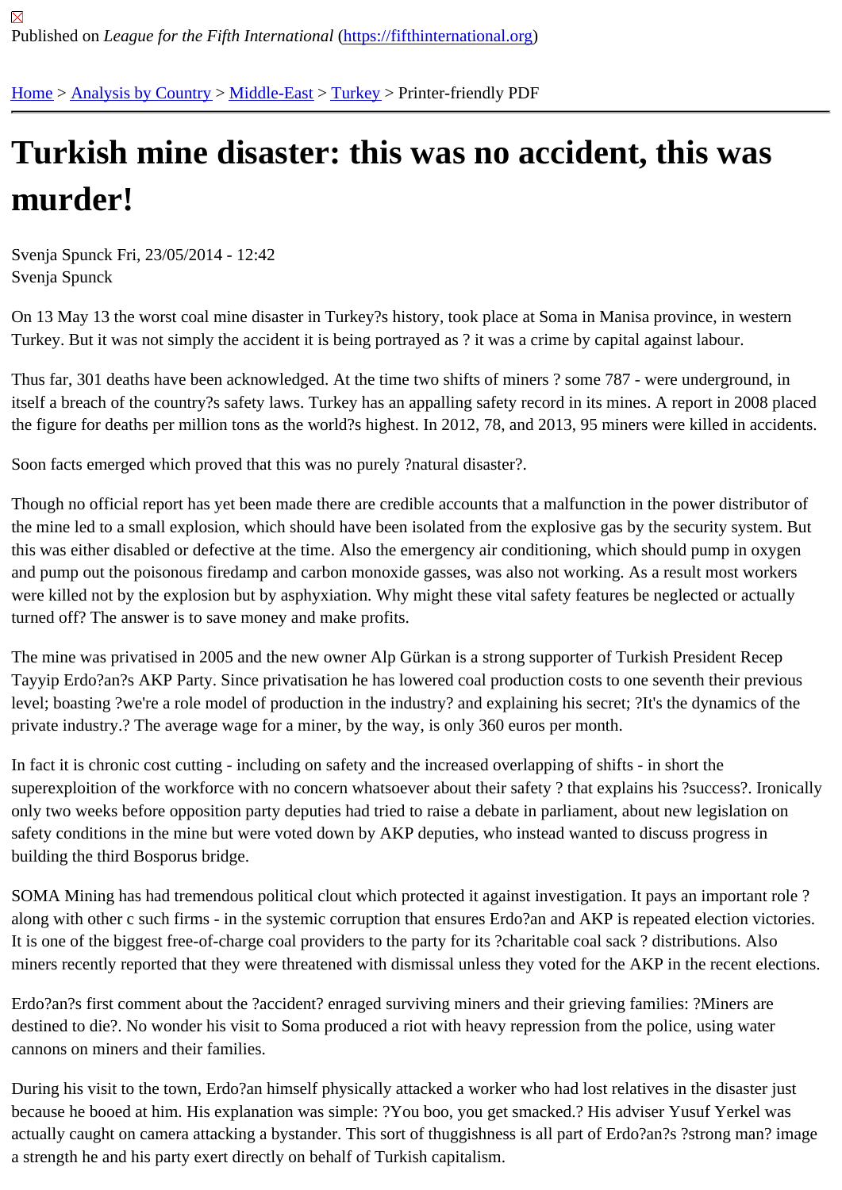Published on *League for the Fifth International* (https://fifthinternational.org)

Home > Analysis by Country > Middle-East > Turkey > Printer-friendly PDF

# Turkish mine disaster: this was no accident, this was murder!

Svenja Spunck Fri, 23/05/2014 - 12:42
Svenja Spunck

On 13 May 13 the worst coal mine disaster in Turkey?s history, took place at Soma in Manisa province, in western Turkey. But it was not simply the accident it is being portrayed as ? it was a crime by capital against labour.

Thus far, 301 deaths have been acknowledged. At the time two shifts of miners ? some 787 - were underground, in itself a breach of the country?s safety laws. Turkey has an appalling safety record in its mines. A report in 2008 placed the figure for deaths per million tons as the world?s highest. In 2012, 78, and 2013, 95 miners were killed in accidents.

Soon facts emerged which proved that this was no purely ?natural disaster?.

Though no official report has yet been made there are credible accounts that a malfunction in the power distributor of the mine led to a small explosion, which should have been isolated from the explosive gas by the security system. But this was either disabled or defective at the time. Also the emergency air conditioning, which should pump in oxygen and pump out the poisonous firedamp and carbon monoxide gasses, was also not working. As a result most workers were killed not by the explosion but by asphyxiation. Why might these vital safety features be neglected or actually turned off? The answer is to save money and make profits.

The mine was privatised in 2005 and the new owner Alp Gürkan is a strong supporter of Turkish President Recep Tayyip Erdo?an?s AKP Party. Since privatisation he has lowered coal production costs to one seventh their previous level; boasting ?we're a role model of production in the industry? and explaining his secret; ?It's the dynamics of the private industry.? The average wage for a miner, by the way, is only 360 euros per month.

In fact it is chronic cost cutting - including on safety and the increased overlapping of shifts - in short the superexploition of the workforce with no concern whatsoever about their safety ? that explains his ?success?. Ironically only two weeks before opposition party deputies had tried to raise a debate in parliament, about new legislation on safety conditions in the mine but were voted down by AKP deputies, who instead wanted to discuss progress in building the third Bosporus bridge.

SOMA Mining has had tremendous political clout which protected it against investigation. It pays an important role ? along with other c such firms - in the systemic corruption that ensures Erdo?an and AKP is repeated election victories. It is one of the biggest free-of-charge coal providers to the party for its ?charitable coal sack ? distributions. Also miners recently reported that they were threatened with dismissal unless they voted for the AKP in the recent elections.

Erdo?an?s first comment about the ?accident? enraged surviving miners and their grieving families: ?Miners are destined to die?. No wonder his visit to Soma produced a riot with heavy repression from the police, using water cannons on miners and their families.

During his visit to the town, Erdo?an himself physically attacked a worker who had lost relatives in the disaster just because he booed at him. His explanation was simple: ?You boo, you get smacked.? His adviser Yusuf Yerkel was actually caught on camera attacking a bystander. This sort of thuggishness is all part of Erdo?an?s ?strong man? image a strength he and his party exert directly on behalf of Turkish capitalism.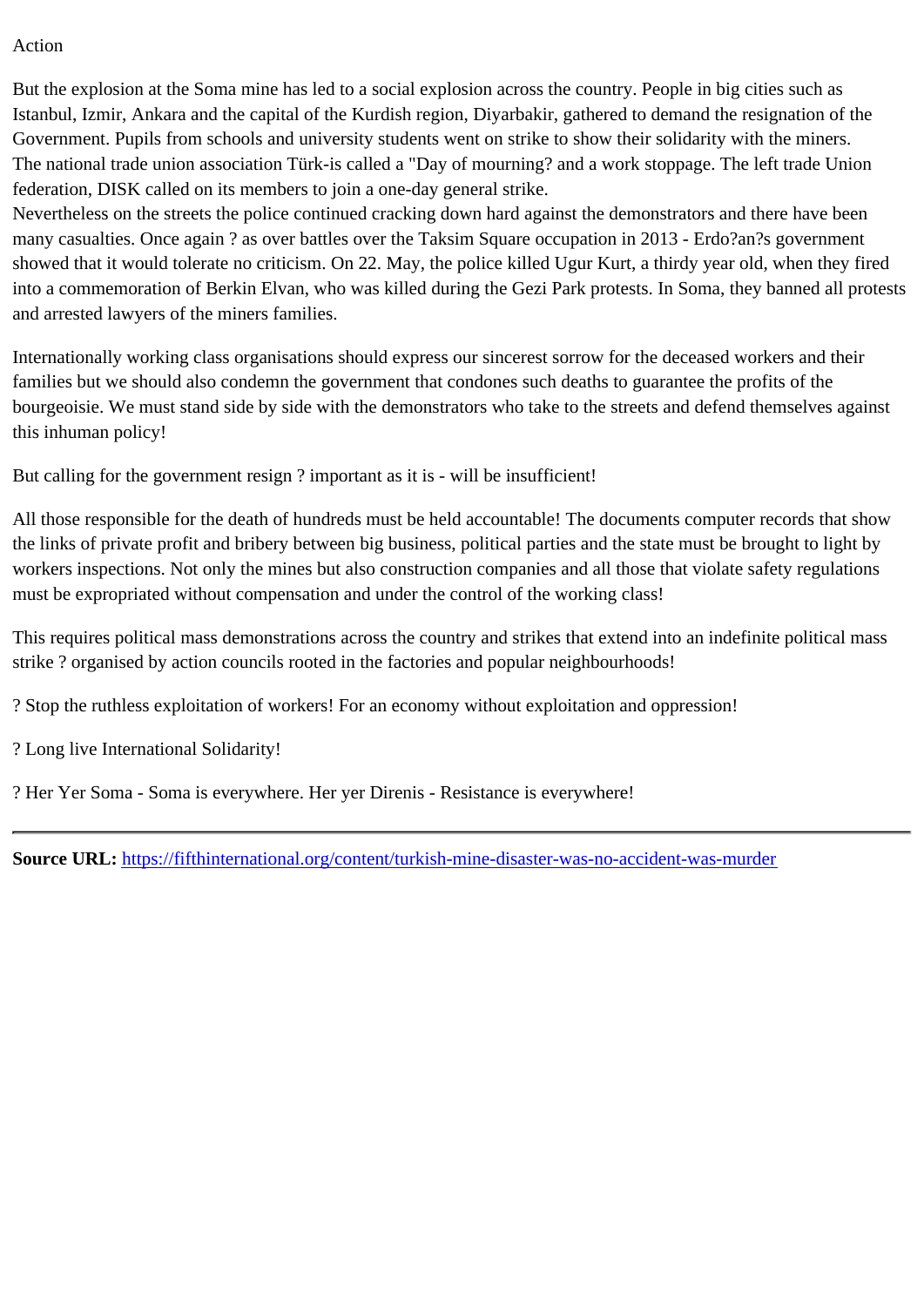Action

But the explosion at the Soma mine has led to a social explosion across the country. People in big cities such as Istanbul, Izmir, Ankara and the capital of the Kurdish region, Diyarbakir, gathered to demand the resignation of the Government. Pupils from schools and university students went on strike to show their solidarity with the miners.
The national trade union association Türk-is called a "Day of mourning? and a work stoppage. The left trade Union federation, DISK called on its members to join a one-day general strike.
Nevertheless on the streets the police continued cracking down hard against the demonstrators and there have been many casualties. Once again ? as over battles over the Taksim Square occupation in 2013 - Erdo?an?s government showed that it would tolerate no criticism. On 22. May, the police killed Ugur Kurt, a thirdy year old, when they fired into a commemoration of Berkin Elvan, who was killed during the Gezi Park protests. In Soma, they banned all protests and arrested lawyers of the miners families.

Internationally working class organisations should express our sincerest sorrow for the deceased workers and their families but we should also condemn the government that condones such deaths to guarantee the profits of the bourgeoisie. We must stand side by side with the demonstrators who take to the streets and defend themselves against this inhuman policy!

But calling for the government resign ? important as it is - will be insufficient!

All those responsible for the death of hundreds must be held accountable! The documents computer records that show the links of private profit and bribery between big business, political parties and the state must be brought to light by workers inspections. Not only the mines but also construction companies and all those that violate safety regulations must be expropriated without compensation and under the control of the working class!

This requires political mass demonstrations across the country and strikes that extend into an indefinite political mass strike ? organised by action councils rooted in the factories and popular neighbourhoods!

? Stop the ruthless exploitation of workers! For an economy without exploitation and oppression!

? Long live International Solidarity!

? Her Yer Soma - Soma is everywhere. Her yer Direnis - Resistance is everywhere!

---

**Source URL:** https://fifthinternational.org/content/turkish-mine-disaster-was-no-accident-was-murder